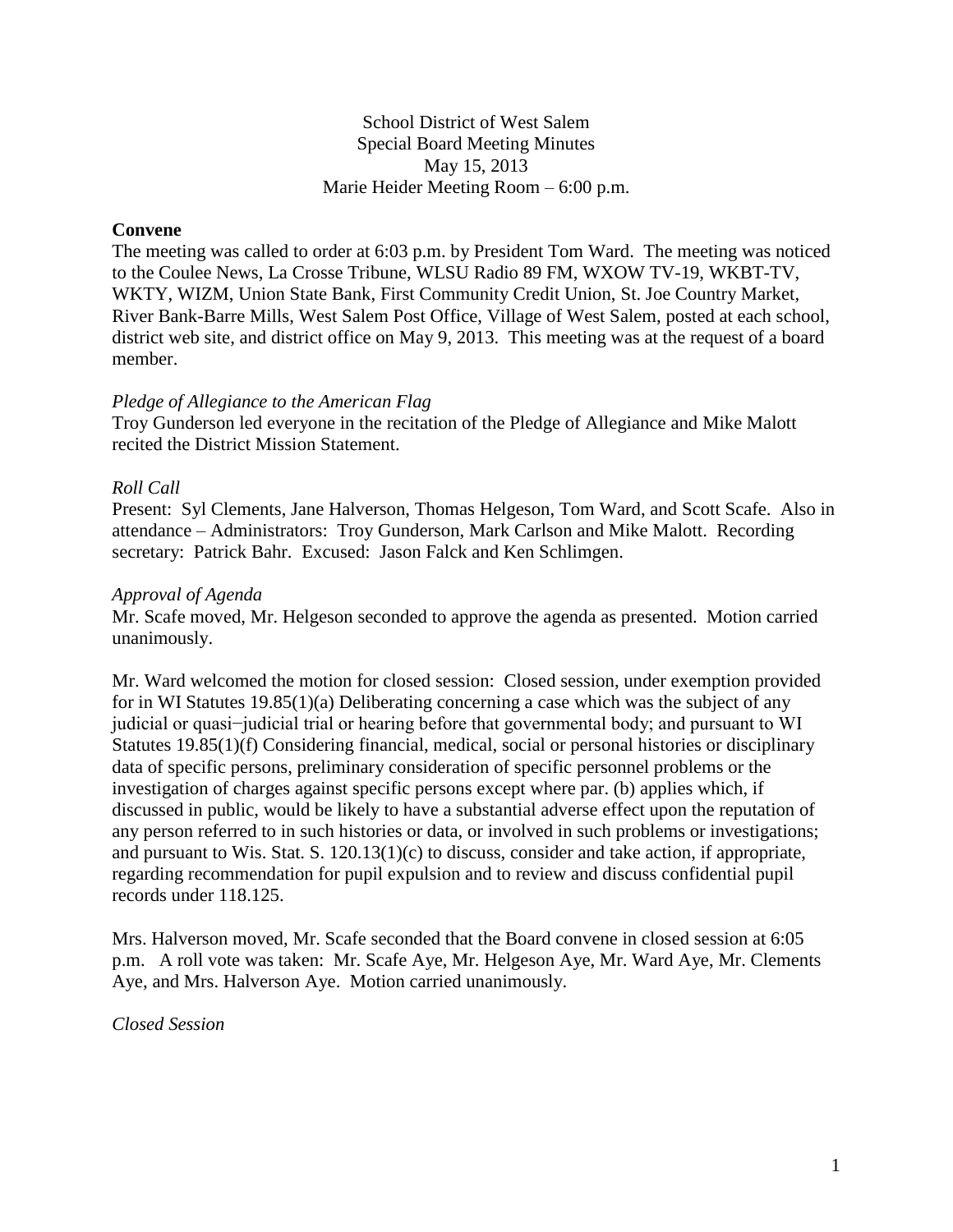School District of West Salem
Special Board Meeting Minutes
May 15, 2013
Marie Heider Meeting Room – 6:00 p.m.

**Convene**

The meeting was called to order at 6:03 p.m. by President Tom Ward. The meeting was noticed to the Coulee News, La Crosse Tribune, WLSU Radio 89 FM, WXOW TV-19, WKBT-TV, WKTY, WIZM, Union State Bank, First Community Credit Union, St. Joe Country Market, River Bank-Barre Mills, West Salem Post Office, Village of West Salem, posted at each school, district web site, and district office on May 9, 2013. This meeting was at the request of a board member.

*Pledge of Allegiance to the American Flag*

Troy Gunderson led everyone in the recitation of the Pledge of Allegiance and Mike Malott recited the District Mission Statement.

*Roll Call*

Present: Syl Clements, Jane Halverson, Thomas Helgeson, Tom Ward, and Scott Scafe. Also in attendance – Administrators: Troy Gunderson, Mark Carlson and Mike Malott. Recording secretary: Patrick Bahr. Excused: Jason Falck and Ken Schlimgen.

*Approval of Agenda*

Mr. Scafe moved, Mr. Helgeson seconded to approve the agenda as presented. Motion carried unanimously.

Mr. Ward welcomed the motion for closed session: Closed session, under exemption provided for in WI Statutes 19.85(1)(a) Deliberating concerning a case which was the subject of any judicial or quasi‒judicial trial or hearing before that governmental body; and pursuant to WI Statutes 19.85(1)(f) Considering financial, medical, social or personal histories or disciplinary data of specific persons, preliminary consideration of specific personnel problems or the investigation of charges against specific persons except where par. (b) applies which, if discussed in public, would be likely to have a substantial adverse effect upon the reputation of any person referred to in such histories or data, or involved in such problems or investigations; and pursuant to Wis. Stat. S. 120.13(1)(c) to discuss, consider and take action, if appropriate, regarding recommendation for pupil expulsion and to review and discuss confidential pupil records under 118.125.

Mrs. Halverson moved, Mr. Scafe seconded that the Board convene in closed session at 6:05 p.m. A roll vote was taken: Mr. Scafe Aye, Mr. Helgeson Aye, Mr. Ward Aye, Mr. Clements Aye, and Mrs. Halverson Aye. Motion carried unanimously.

*Closed Session*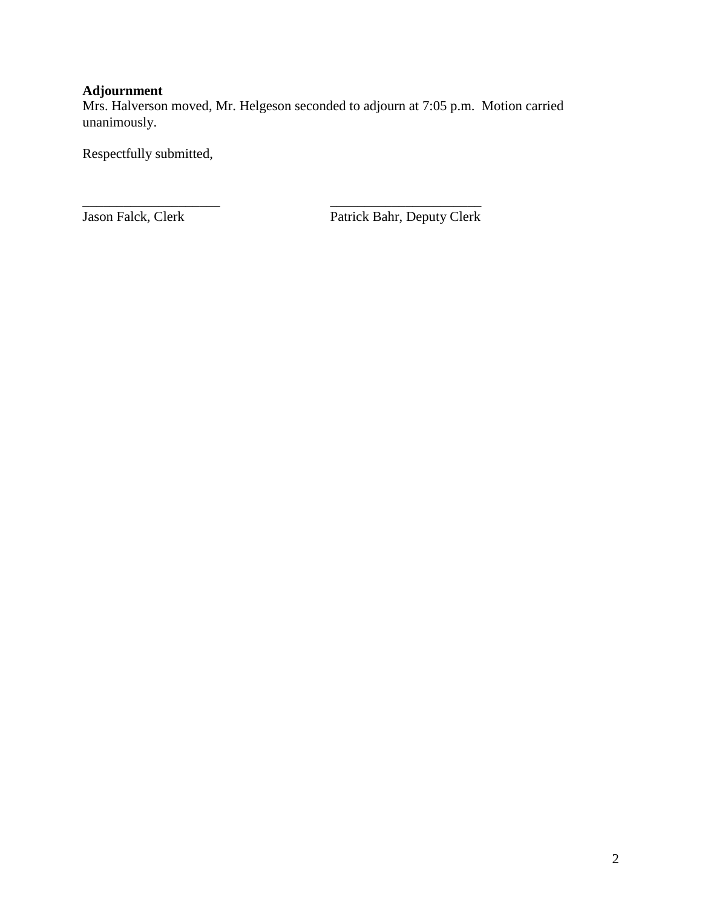**Adjournment**
Mrs. Halverson moved, Mr. Helgeson seconded to adjourn at 7:05 p.m. Motion carried unanimously.

Respectfully submitted,

\_\_\_\_\_\_\_\_\_\_\_\_\_\_\_\_\_\_\_\_ \_\_\_\_\_\_\_\_\_\_\_\_\_\_\_\_\_\_\_\_\_\_

Jason Falck, Clerk Patrick Bahr, Deputy Clerk